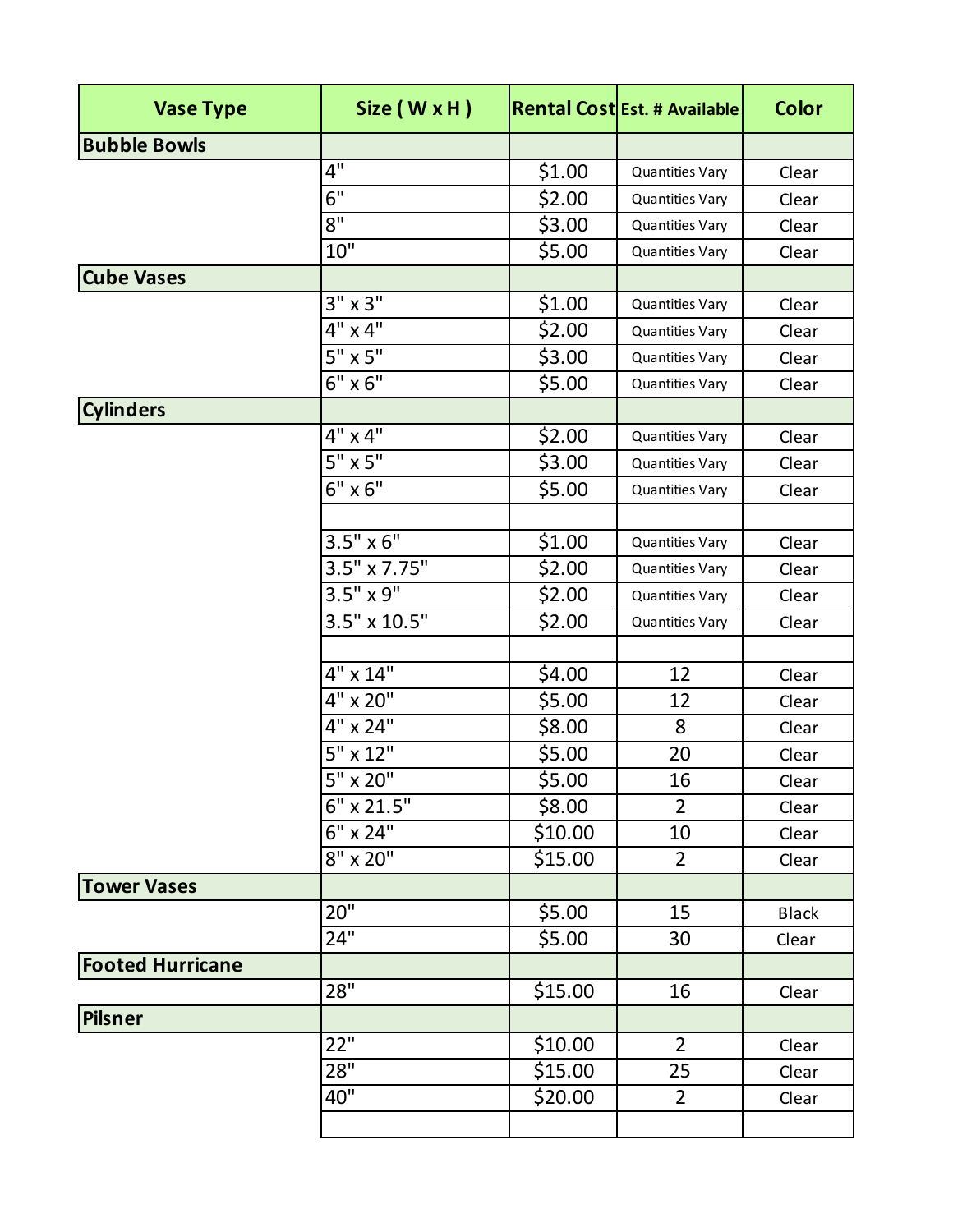| Vase Type | Size ( W x H ) | Rental Cost | Est. # Available | Color |
|---|---|---|---|---|
| **Bubble Bowls** | | | | |
| | 4" | $1.00 | Quantities Vary | Clear |
| | 6" | $2.00 | Quantities Vary | Clear |
| | 8" | $3.00 | Quantities Vary | Clear |
| | 10" | $5.00 | Quantities Vary | Clear |
| **Cube Vases** | | | | |
| | 3" x 3" | $1.00 | Quantities Vary | Clear |
| | 4" x 4" | $2.00 | Quantities Vary | Clear |
| | 5" x 5" | $3.00 | Quantities Vary | Clear |
| | 6" x 6" | $5.00 | Quantities Vary | Clear |
| **Cylinders** | | | | |
| | 4" x 4" | $2.00 | Quantities Vary | Clear |
| | 5" x 5" | $3.00 | Quantities Vary | Clear |
| | 6" x 6" | $5.00 | Quantities Vary | Clear |
| | | | | |
| | 3.5" x 6" | $1.00 | Quantities Vary | Clear |
| | 3.5" x 7.75" | $2.00 | Quantities Vary | Clear |
| | 3.5" x 9" | $2.00 | Quantities Vary | Clear |
| | 3.5" x 10.5" | $2.00 | Quantities Vary | Clear |
| | | | | |
| | 4" x 14" | $4.00 | 12 | Clear |
| | 4" x 20" | $5.00 | 12 | Clear |
| | 4" x 24" | $8.00 | 8 | Clear |
| | 5" x 12" | $5.00 | 20 | Clear |
| | 5" x 20" | $5.00 | 16 | Clear |
| | 6" x 21.5" | $8.00 | 2 | Clear |
| | 6" x 24" | $10.00 | 10 | Clear |
| | 8" x 20" | $15.00 | 2 | Clear |
| **Tower Vases** | | | | |
| | 20" | $5.00 | 15 | Black |
| | 24" | $5.00 | 30 | Clear |
| **Footed Hurricane** | | | | |
| | 28" | $15.00 | 16 | Clear |
| **Pilsner** | | | | |
| | 22" | $10.00 | 2 | Clear |
| | 28" | $15.00 | 25 | Clear |
| | 40" | $20.00 | 2 | Clear |
| | | | | |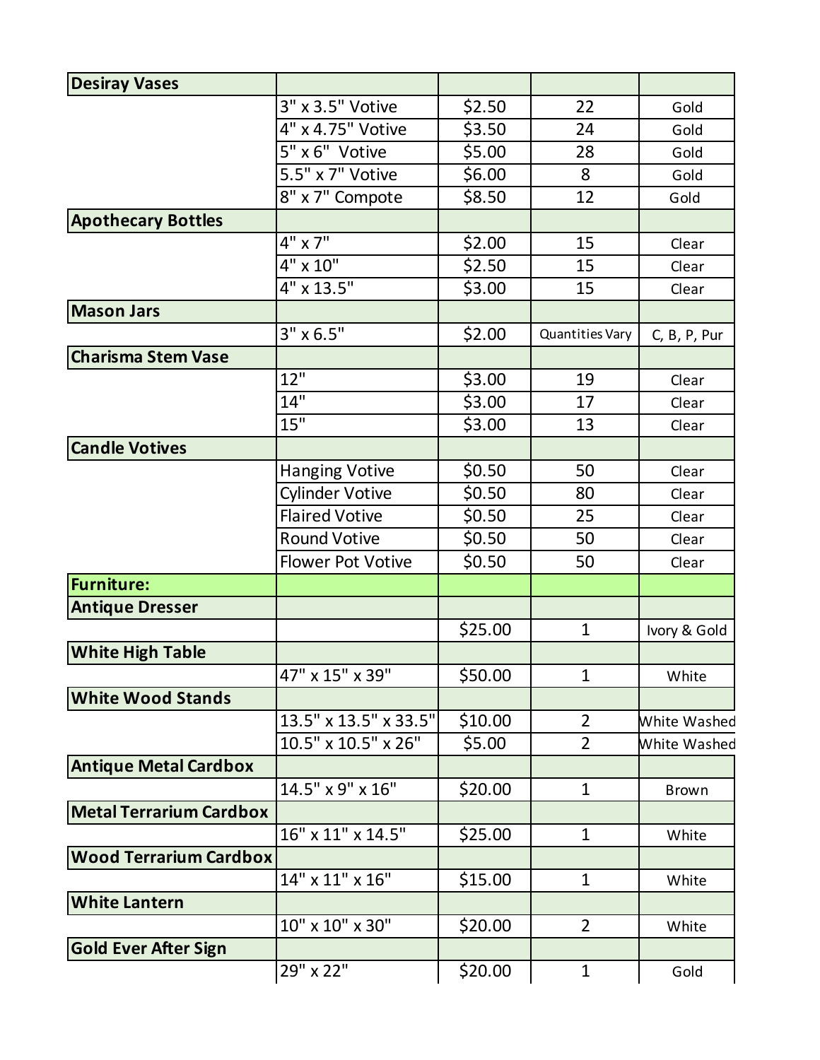| Desiray Vases | | | | |
|---|---|---|---|---|
| | 3" x 3.5" Votive | $2.50 | 22 | Gold |
| | 4" x 4.75" Votive | $3.50 | 24 | Gold |
| | 5" x 6" Votive | $5.00 | 28 | Gold |
| | 5.5" x 7" Votive | $6.00 | 8 | Gold |
| | 8" x 7" Compote | $8.50 | 12 | Gold |
| **Apothecary Bottles** | | | | |
| | 4" x 7" | $2.00 | 15 | Clear |
| | 4" x 10" | $2.50 | 15 | Clear |
| | 4" x 13.5" | $3.00 | 15 | Clear |
| **Mason Jars** | | | | |
| | 3" x 6.5" | $2.00 | Quantities Vary | C, B, P, Pur |
| **Charisma Stem Vase** | | | | |
| | 12" | $3.00 | 19 | Clear |
| | 14" | $3.00 | 17 | Clear |
| | 15" | $3.00 | 13 | Clear |
| **Candle Votives** | | | | |
| | Hanging Votive | $0.50 | 50 | Clear |
| | Cylinder Votive | $0.50 | 80 | Clear |
| | Flaired Votive | $0.50 | 25 | Clear |
| | Round Votive | $0.50 | 50 | Clear |
| | Flower Pot Votive | $0.50 | 50 | Clear |
| **Furniture:** | | | | |
| **Antique Dresser** | | | | |
| | | $25.00 | 1 | Ivory & Gold |
| **White High Table** | | | | |
| | 47" x 15" x 39" | $50.00 | 1 | White |
| **White Wood Stands** | | | | |
| | 13.5" x 13.5" x 33.5" | $10.00 | 2 | White Washed |
| | 10.5" x 10.5" x 26" | $5.00 | 2 | White Washed |
| **Antique Metal Cardbox** | | | | |
| | 14.5" x 9" x 16" | $20.00 | 1 | Brown |
| **Metal Terrarium Cardbox** | | | | |
| | 16" x 11" x 14.5" | $25.00 | 1 | White |
| **Wood Terrarium Cardbox** | | | | |
| | 14" x 11" x 16" | $15.00 | 1 | White |
| **White Lantern** | | | | |
| | 10" x 10" x 30" | $20.00 | 2 | White |
| **Gold Ever After Sign** | | | | |
| | 29" x 22" | $20.00 | 1 | Gold |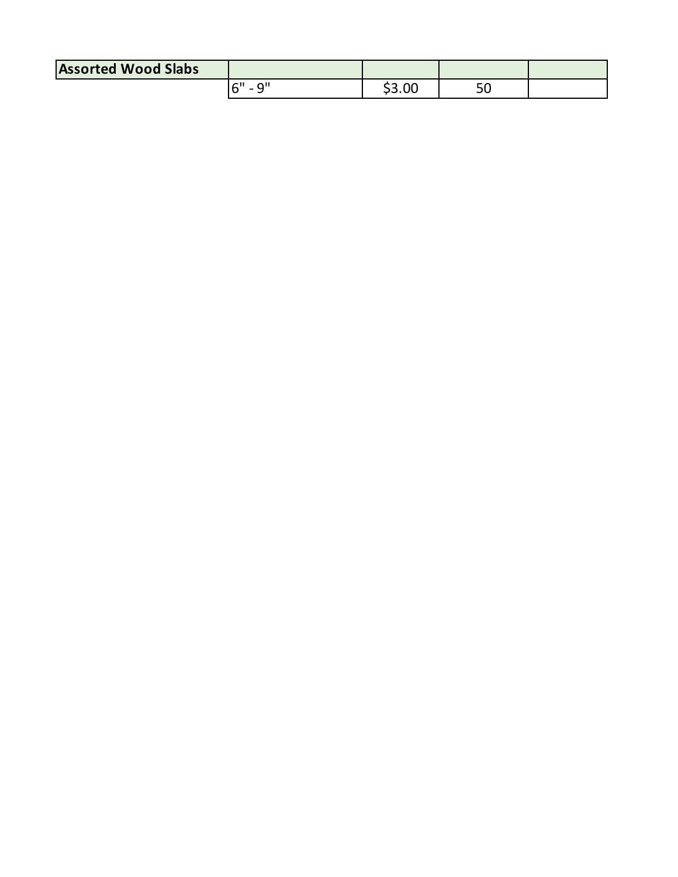| | | | | |
|---|---|---|---|---|
| **Assorted Wood Slabs** | | | | |
| | 6" - 9" | $3.00 | 50 | |